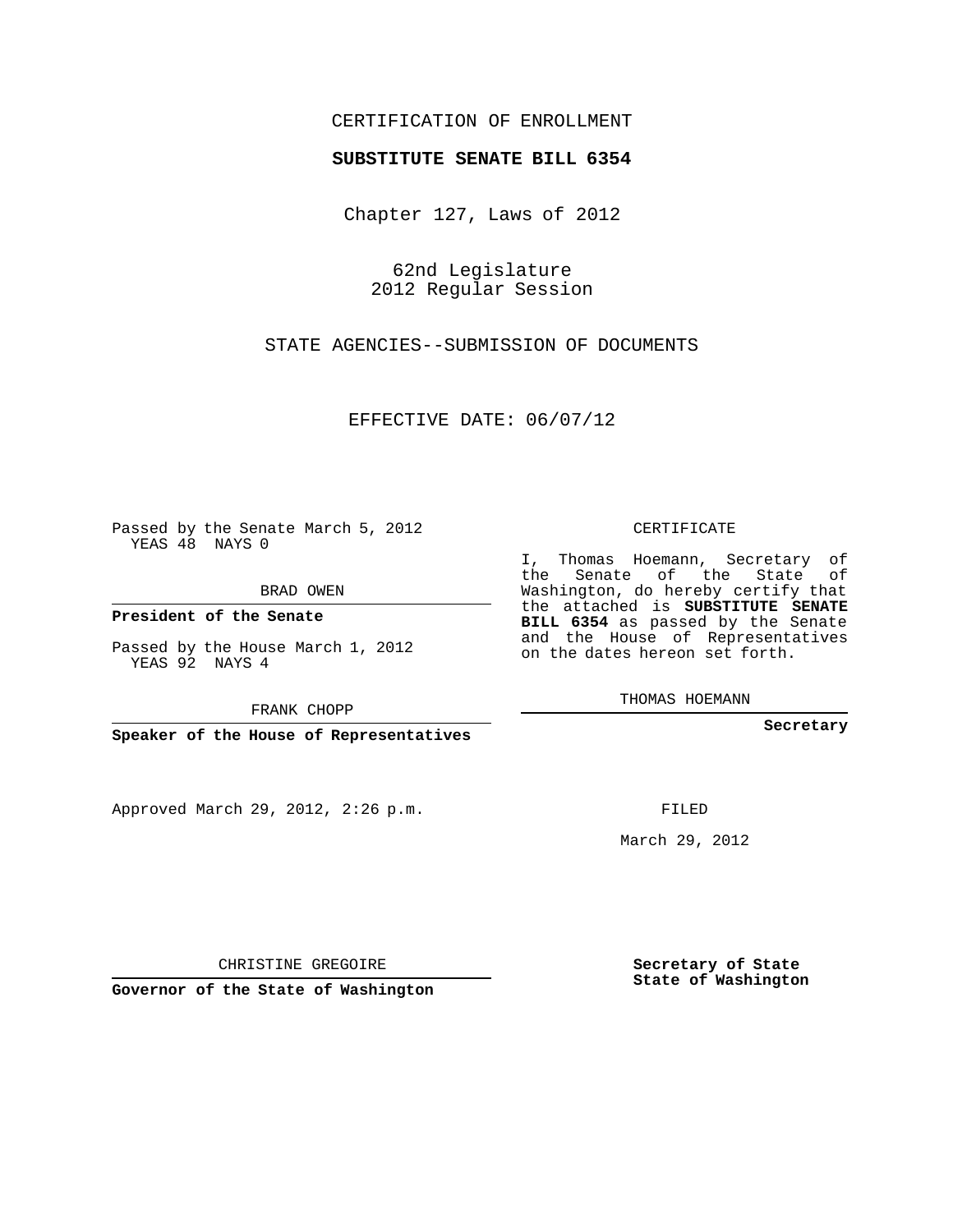CERTIFICATION OF ENROLLMENT

**SUBSTITUTE SENATE BILL 6354**

Chapter 127, Laws of 2012

62nd Legislature
2012 Regular Session

STATE AGENCIES--SUBMISSION OF DOCUMENTS

EFFECTIVE DATE: 06/07/12

Passed by the Senate March 5, 2012
YEAS 48 NAYS 0

BRAD OWEN

**President of the Senate**

Passed by the House March 1, 2012
YEAS 92 NAYS 4

FRANK CHOPP

**Speaker of the House of Representatives**

CERTIFICATE

I, Thomas Hoemann, Secretary of the Senate of the State of Washington, do hereby certify that the attached is **SUBSTITUTE SENATE BILL 6354** as passed by the Senate and the House of Representatives on the dates hereon set forth.

THOMAS HOEMANN

**Secretary**

Approved March 29, 2012, 2:26 p.m.

FILED

March 29, 2012

CHRISTINE GREGOIRE

**Governor of the State of Washington**

**Secretary of State**
**State of Washington**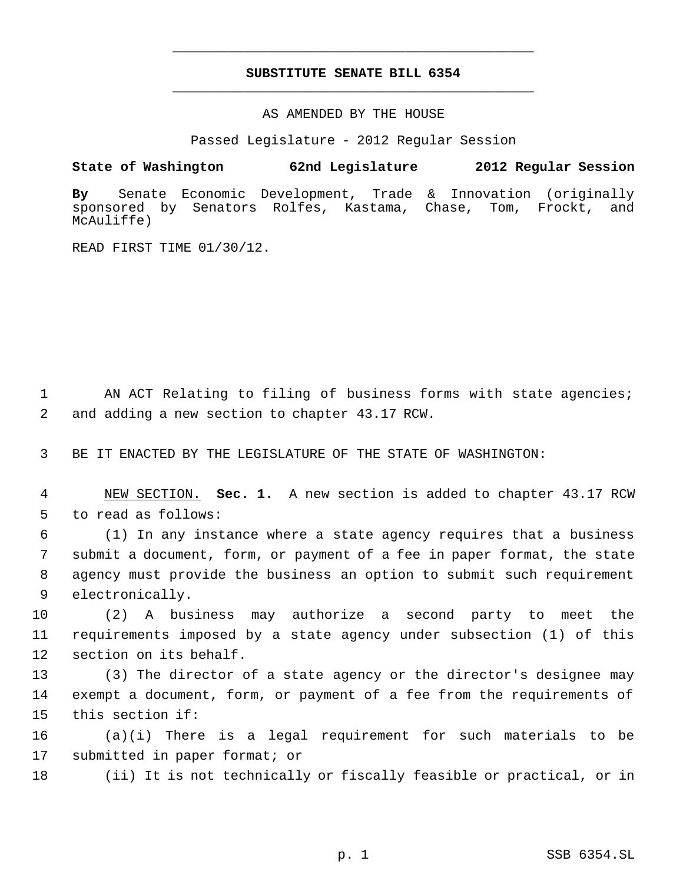# SUBSTITUTE SENATE BILL 6354

AS AMENDED BY THE HOUSE

Passed Legislature - 2012 Regular Session

**State of Washington 62nd Legislature 2012 Regular Session**

**By** Senate Economic Development, Trade & Innovation (originally sponsored by Senators Rolfes, Kastama, Chase, Tom, Frockt, and McAuliffe)

READ FIRST TIME 01/30/12.

1 AN ACT Relating to filing of business forms with state agencies;
2 and adding a new section to chapter 43.17 RCW.

3 BE IT ENACTED BY THE LEGISLATURE OF THE STATE OF WASHINGTON:

4 NEW SECTION. **Sec. 1.** A new section is added to chapter 43.17 RCW
5 to read as follows:

6 (1) In any instance where a state agency requires that a business
7 submit a document, form, or payment of a fee in paper format, the state
8 agency must provide the business an option to submit such requirement
9 electronically.

10 (2) A business may authorize a second party to meet the
11 requirements imposed by a state agency under subsection (1) of this
12 section on its behalf.

13 (3) The director of a state agency or the director's designee may
14 exempt a document, form, or payment of a fee from the requirements of
15 this section if:

16 (a)(i) There is a legal requirement for such materials to be
17 submitted in paper format; or

18 (ii) It is not technically or fiscally feasible or practical, or in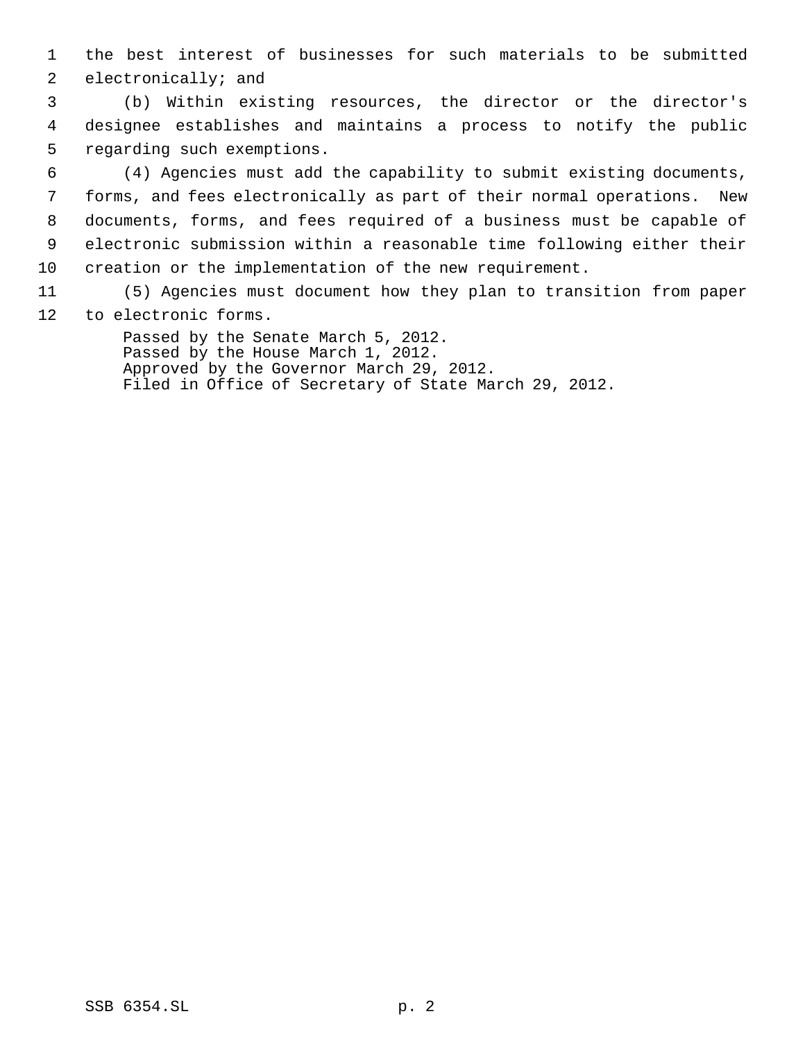the best interest of businesses for such materials to be submitted electronically; and

(b) Within existing resources, the director or the director's designee establishes and maintains a process to notify the public regarding such exemptions.

(4) Agencies must add the capability to submit existing documents, forms, and fees electronically as part of their normal operations. New documents, forms, and fees required of a business must be capable of electronic submission within a reasonable time following either their creation or the implementation of the new requirement.

(5) Agencies must document how they plan to transition from paper to electronic forms.

Passed by the Senate March 5, 2012.
Passed by the House March 1, 2012.
Approved by the Governor March 29, 2012.
Filed in Office of Secretary of State March 29, 2012.